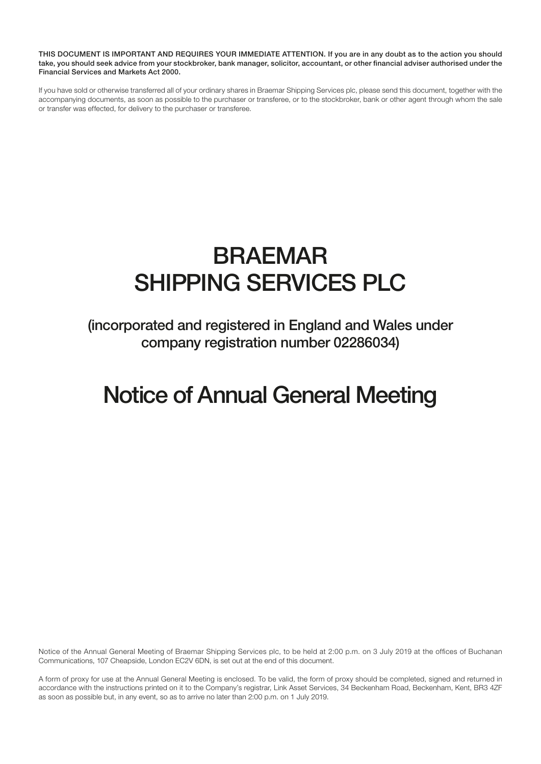**THIS DOCUMENT IS IMPORTANT AND REQUIRES YOUR IMMEDIATE ATTENTION. If you are in any doubt as to the action you should take, you should seek advice from your stockbroker, bank manager, solicitor, accountant, or other financial adviser authorised under the Financial Services and Markets Act 2000.**

If you have sold or otherwise transferred all of your ordinary shares in Braemar Shipping Services plc, please send this document, together with the accompanying documents, as soon as possible to the purchaser or transferee, or to the stockbroker, bank or other agent through whom the sale or transfer was effected, for delivery to the purchaser or transferee.

# BRAEMAR SHIPPING SERVICES PLC

## (incorporated and registered in England and Wales under company registration number 02286034)

# Notice of Annual General Meeting

Notice of the Annual General Meeting of Braemar Shipping Services plc, to be held at 2:00 p.m. on 3 July 2019 at the offices of Buchanan Communications, 107 Cheapside, London EC2V 6DN, is set out at the end of this document.

A form of proxy for use at the Annual General Meeting is enclosed. To be valid, the form of proxy should be completed, signed and returned in accordance with the instructions printed on it to the Company's registrar, Link Asset Services, 34 Beckenham Road, Beckenham, Kent, BR3 4ZF as soon as possible but, in any event, so as to arrive no later than 2:00 p.m. on 1 July 2019.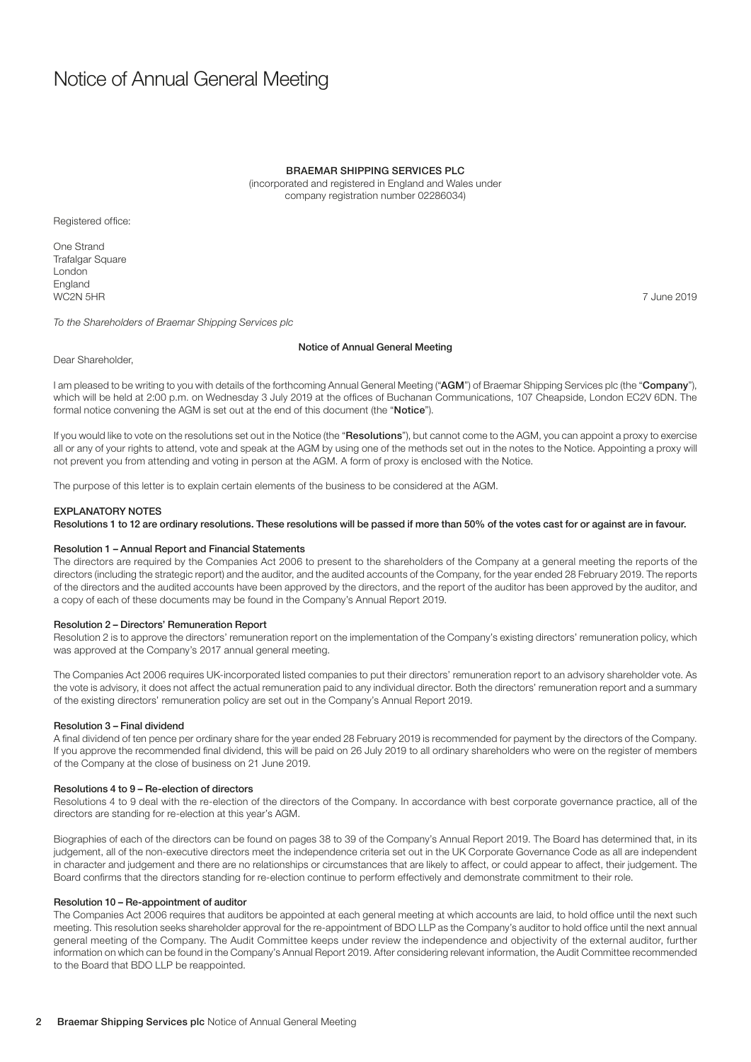# Notice of Annual General Meeting

**BRAEMAR SHIPPING SERVICES PLC**

(incorporated and registered in England and Wales under company registration number 02286034)

Registered office:

One Strand
Trafalgar Square
London
England
WC2N 5HR

7 June 2019

*To the Shareholders of Braemar Shipping Services plc*

**Notice of Annual General Meeting**

Dear Shareholder,

I am pleased to be writing to you with details of the forthcoming Annual General Meeting ("**AGM**") of Braemar Shipping Services plc (the "**Company**"), which will be held at 2:00 p.m. on Wednesday 3 July 2019 at the offices of Buchanan Communications, 107 Cheapside, London EC2V 6DN. The formal notice convening the AGM is set out at the end of this document (the "**Notice**").

If you would like to vote on the resolutions set out in the Notice (the "**Resolutions**"), but cannot come to the AGM, you can appoint a proxy to exercise all or any of your rights to attend, vote and speak at the AGM by using one of the methods set out in the notes to the Notice. Appointing a proxy will not prevent you from attending and voting in person at the AGM. A form of proxy is enclosed with the Notice.

The purpose of this letter is to explain certain elements of the business to be considered at the AGM.

## EXPLANATORY NOTES

**Resolutions 1 to 12 are ordinary resolutions. These resolutions will be passed if more than 50% of the votes cast for or against are in favour.**

### Resolution 1 – Annual Report and Financial Statements

The directors are required by the Companies Act 2006 to present to the shareholders of the Company at a general meeting the reports of the directors (including the strategic report) and the auditor, and the audited accounts of the Company, for the year ended 28 February 2019. The reports of the directors and the audited accounts have been approved by the directors, and the report of the auditor has been approved by the auditor, and a copy of each of these documents may be found in the Company's Annual Report 2019.

### Resolution 2 – Directors' Remuneration Report

Resolution 2 is to approve the directors' remuneration report on the implementation of the Company's existing directors' remuneration policy, which was approved at the Company's 2017 annual general meeting.

The Companies Act 2006 requires UK-incorporated listed companies to put their directors' remuneration report to an advisory shareholder vote. As the vote is advisory, it does not affect the actual remuneration paid to any individual director. Both the directors' remuneration report and a summary of the existing directors' remuneration policy are set out in the Company's Annual Report 2019.

### Resolution 3 – Final dividend

A final dividend of ten pence per ordinary share for the year ended 28 February 2019 is recommended for payment by the directors of the Company. If you approve the recommended final dividend, this will be paid on 26 July 2019 to all ordinary shareholders who were on the register of members of the Company at the close of business on 21 June 2019.

### Resolutions 4 to 9 – Re-election of directors

Resolutions 4 to 9 deal with the re-election of the directors of the Company. In accordance with best corporate governance practice, all of the directors are standing for re-election at this year's AGM.

Biographies of each of the directors can be found on pages 38 to 39 of the Company's Annual Report 2019. The Board has determined that, in its judgement, all of the non-executive directors meet the independence criteria set out in the UK Corporate Governance Code as all are independent in character and judgement and there are no relationships or circumstances that are likely to affect, or could appear to affect, their judgement. The Board confirms that the directors standing for re-election continue to perform effectively and demonstrate commitment to their role.

### Resolution 10 – Re-appointment of auditor

The Companies Act 2006 requires that auditors be appointed at each general meeting at which accounts are laid, to hold office until the next such meeting. This resolution seeks shareholder approval for the re-appointment of BDO LLP as the Company's auditor to hold office until the next annual general meeting of the Company. The Audit Committee keeps under review the independence and objectivity of the external auditor, further information on which can be found in the Company's Annual Report 2019. After considering relevant information, the Audit Committee recommended to the Board that BDO LLP be reappointed.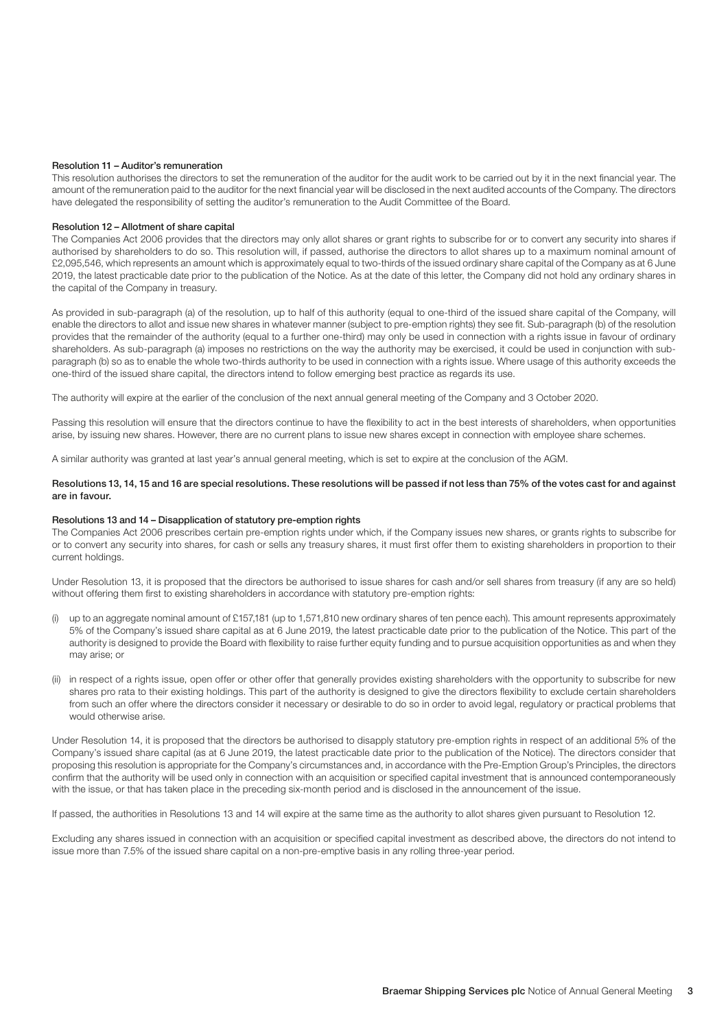**Resolution 11 – Auditor's remuneration**

This resolution authorises the directors to set the remuneration of the auditor for the audit work to be carried out by it in the next financial year. The amount of the remuneration paid to the auditor for the next financial year will be disclosed in the next audited accounts of the Company. The directors have delegated the responsibility of setting the auditor's remuneration to the Audit Committee of the Board.

**Resolution 12 – Allotment of share capital**

The Companies Act 2006 provides that the directors may only allot shares or grant rights to subscribe for or to convert any security into shares if authorised by shareholders to do so. This resolution will, if passed, authorise the directors to allot shares up to a maximum nominal amount of £2,095,546, which represents an amount which is approximately equal to two-thirds of the issued ordinary share capital of the Company as at 6 June 2019, the latest practicable date prior to the publication of the Notice. As at the date of this letter, the Company did not hold any ordinary shares in the capital of the Company in treasury.

As provided in sub-paragraph (a) of the resolution, up to half of this authority (equal to one-third of the issued share capital of the Company, will enable the directors to allot and issue new shares in whatever manner (subject to pre-emption rights) they see fit. Sub-paragraph (b) of the resolution provides that the remainder of the authority (equal to a further one-third) may only be used in connection with a rights issue in favour of ordinary shareholders. As sub-paragraph (a) imposes no restrictions on the way the authority may be exercised, it could be used in conjunction with sub-paragraph (b) so as to enable the whole two-thirds authority to be used in connection with a rights issue. Where usage of this authority exceeds the one-third of the issued share capital, the directors intend to follow emerging best practice as regards its use.

The authority will expire at the earlier of the conclusion of the next annual general meeting of the Company and 3 October 2020.

Passing this resolution will ensure that the directors continue to have the flexibility to act in the best interests of shareholders, when opportunities arise, by issuing new shares. However, there are no current plans to issue new shares except in connection with employee share schemes.

A similar authority was granted at last year's annual general meeting, which is set to expire at the conclusion of the AGM.

**Resolutions 13, 14, 15 and 16 are special resolutions. These resolutions will be passed if not less than 75% of the votes cast for and against are in favour.**

**Resolutions 13 and 14 – Disapplication of statutory pre-emption rights**

The Companies Act 2006 prescribes certain pre-emption rights under which, if the Company issues new shares, or grants rights to subscribe for or to convert any security into shares, for cash or sells any treasury shares, it must first offer them to existing shareholders in proportion to their current holdings.

Under Resolution 13, it is proposed that the directors be authorised to issue shares for cash and/or sell shares from treasury (if any are so held) without offering them first to existing shareholders in accordance with statutory pre-emption rights:

(i) up to an aggregate nominal amount of £157,181 (up to 1,571,810 new ordinary shares of ten pence each). This amount represents approximately 5% of the Company's issued share capital as at 6 June 2019, the latest practicable date prior to the publication of the Notice. This part of the authority is designed to provide the Board with flexibility to raise further equity funding and to pursue acquisition opportunities as and when they may arise; or

(ii) in respect of a rights issue, open offer or other offer that generally provides existing shareholders with the opportunity to subscribe for new shares pro rata to their existing holdings. This part of the authority is designed to give the directors flexibility to exclude certain shareholders from such an offer where the directors consider it necessary or desirable to do so in order to avoid legal, regulatory or practical problems that would otherwise arise.

Under Resolution 14, it is proposed that the directors be authorised to disapply statutory pre-emption rights in respect of an additional 5% of the Company's issued share capital (as at 6 June 2019, the latest practicable date prior to the publication of the Notice). The directors consider that proposing this resolution is appropriate for the Company's circumstances and, in accordance with the Pre-Emption Group's Principles, the directors confirm that the authority will be used only in connection with an acquisition or specified capital investment that is announced contemporaneously with the issue, or that has taken place in the preceding six-month period and is disclosed in the announcement of the issue.

If passed, the authorities in Resolutions 13 and 14 will expire at the same time as the authority to allot shares given pursuant to Resolution 12.

Excluding any shares issued in connection with an acquisition or specified capital investment as described above, the directors do not intend to issue more than 7.5% of the issued share capital on a non-pre-emptive basis in any rolling three-year period.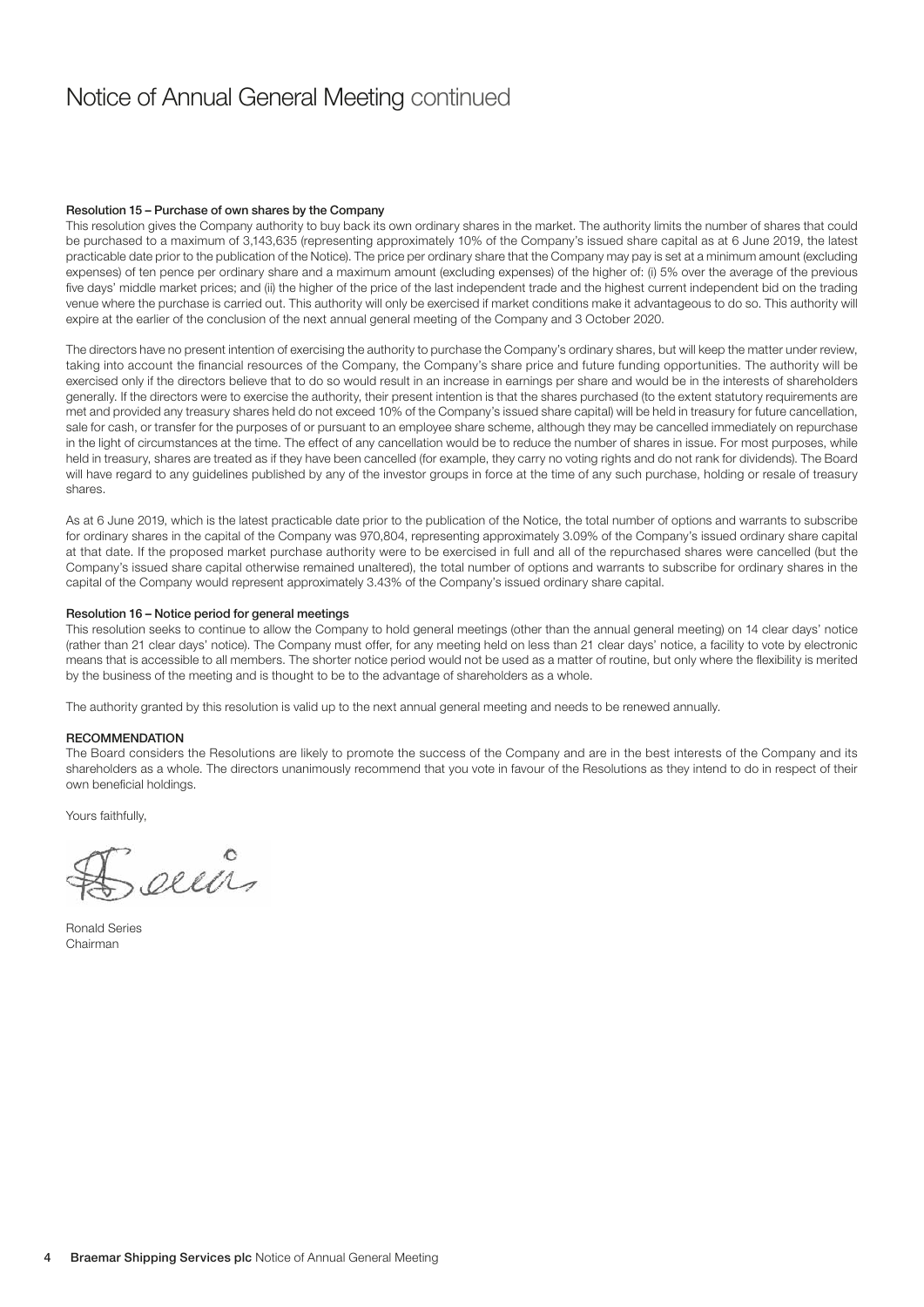# Notice of Annual General Meeting continued

**Resolution 15 – Purchase of own shares by the Company**

This resolution gives the Company authority to buy back its own ordinary shares in the market. The authority limits the number of shares that could be purchased to a maximum of 3,143,635 (representing approximately 10% of the Company's issued share capital as at 6 June 2019, the latest practicable date prior to the publication of the Notice). The price per ordinary share that the Company may pay is set at a minimum amount (excluding expenses) of ten pence per ordinary share and a maximum amount (excluding expenses) of the higher of: (i) 5% over the average of the previous five days' middle market prices; and (ii) the higher of the price of the last independent trade and the highest current independent bid on the trading venue where the purchase is carried out. This authority will only be exercised if market conditions make it advantageous to do so. This authority will expire at the earlier of the conclusion of the next annual general meeting of the Company and 3 October 2020.

The directors have no present intention of exercising the authority to purchase the Company's ordinary shares, but will keep the matter under review, taking into account the financial resources of the Company, the Company's share price and future funding opportunities. The authority will be exercised only if the directors believe that to do so would result in an increase in earnings per share and would be in the interests of shareholders generally. If the directors were to exercise the authority, their present intention is that the shares purchased (to the extent statutory requirements are met and provided any treasury shares held do not exceed 10% of the Company's issued share capital) will be held in treasury for future cancellation, sale for cash, or transfer for the purposes of or pursuant to an employee share scheme, although they may be cancelled immediately on repurchase in the light of circumstances at the time. The effect of any cancellation would be to reduce the number of shares in issue. For most purposes, while held in treasury, shares are treated as if they have been cancelled (for example, they carry no voting rights and do not rank for dividends). The Board will have regard to any guidelines published by any of the investor groups in force at the time of any such purchase, holding or resale of treasury shares.

As at 6 June 2019, which is the latest practicable date prior to the publication of the Notice, the total number of options and warrants to subscribe for ordinary shares in the capital of the Company was 970,804, representing approximately 3.09% of the Company's issued ordinary share capital at that date. If the proposed market purchase authority were to be exercised in full and all of the repurchased shares were cancelled (but the Company's issued share capital otherwise remained unaltered), the total number of options and warrants to subscribe for ordinary shares in the capital of the Company would represent approximately 3.43% of the Company's issued ordinary share capital.

**Resolution 16 – Notice period for general meetings**

This resolution seeks to continue to allow the Company to hold general meetings (other than the annual general meeting) on 14 clear days' notice (rather than 21 clear days' notice). The Company must offer, for any meeting held on less than 21 clear days' notice, a facility to vote by electronic means that is accessible to all members. The shorter notice period would not be used as a matter of routine, but only where the flexibility is merited by the business of the meeting and is thought to be to the advantage of shareholders as a whole.

The authority granted by this resolution is valid up to the next annual general meeting and needs to be renewed annually.

**RECOMMENDATION**

The Board considers the Resolutions are likely to promote the success of the Company and are in the best interests of the Company and its shareholders as a whole. The directors unanimously recommend that you vote in favour of the Resolutions as they intend to do in respect of their own beneficial holdings.

Yours faithfully,

Ronald Series
Chairman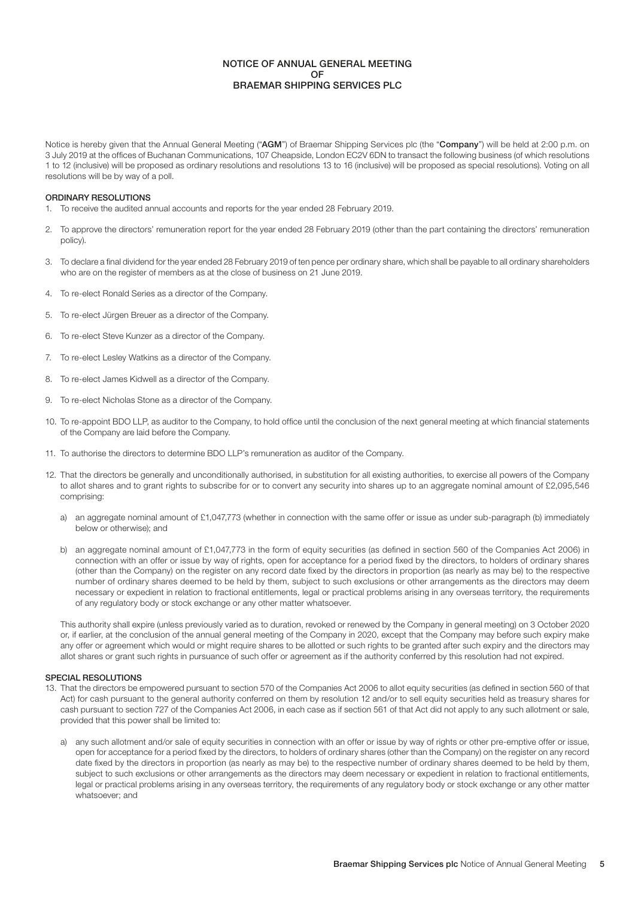# NOTICE OF ANNUAL GENERAL MEETING OF BRAEMAR SHIPPING SERVICES PLC

Notice is hereby given that the Annual General Meeting ("**AGM**") of Braemar Shipping Services plc (the "**Company**") will be held at 2:00 p.m. on 3 July 2019 at the offices of Buchanan Communications, 107 Cheapside, London EC2V 6DN to transact the following business (of which resolutions 1 to 12 (inclusive) will be proposed as ordinary resolutions and resolutions 13 to 16 (inclusive) will be proposed as special resolutions). Voting on all resolutions will be by way of a poll.

## ORDINARY RESOLUTIONS

1. To receive the audited annual accounts and reports for the year ended 28 February 2019.
2. To approve the directors' remuneration report for the year ended 28 February 2019 (other than the part containing the directors' remuneration policy).
3. To declare a final dividend for the year ended 28 February 2019 of ten pence per ordinary share, which shall be payable to all ordinary shareholders who are on the register of members as at the close of business on 21 June 2019.
4. To re-elect Ronald Series as a director of the Company.
5. To re-elect Jürgen Breuer as a director of the Company.
6. To re-elect Steve Kunzer as a director of the Company.
7. To re-elect Lesley Watkins as a director of the Company.
8. To re-elect James Kidwell as a director of the Company.
9. To re-elect Nicholas Stone as a director of the Company.
10. To re-appoint BDO LLP, as auditor to the Company, to hold office until the conclusion of the next general meeting at which financial statements of the Company are laid before the Company.
11. To authorise the directors to determine BDO LLP's remuneration as auditor of the Company.
12. That the directors be generally and unconditionally authorised, in substitution for all existing authorities, to exercise all powers of the Company to allot shares and to grant rights to subscribe for or to convert any security into shares up to an aggregate nominal amount of £2,095,546 comprising:

    a) an aggregate nominal amount of £1,047,773 (whether in connection with the same offer or issue as under sub-paragraph (b) immediately below or otherwise); and

    b) an aggregate nominal amount of £1,047,773 in the form of equity securities (as defined in section 560 of the Companies Act 2006) in connection with an offer or issue by way of rights, open for acceptance for a period fixed by the directors, to holders of ordinary shares (other than the Company) on the register on any record date fixed by the directors in proportion (as nearly as may be) to the respective number of ordinary shares deemed to be held by them, subject to such exclusions or other arrangements as the directors may deem necessary or expedient in relation to fractional entitlements, legal or practical problems arising in any overseas territory, the requirements of any regulatory body or stock exchange or any other matter whatsoever.

    This authority shall expire (unless previously varied as to duration, revoked or renewed by the Company in general meeting) on 3 October 2020 or, if earlier, at the conclusion of the annual general meeting of the Company in 2020, except that the Company may before such expiry make any offer or agreement which would or might require shares to be allotted or such rights to be granted after such expiry and the directors may allot shares or grant such rights in pursuance of such offer or agreement as if the authority conferred by this resolution had not expired.

## SPECIAL RESOLUTIONS

13. That the directors be empowered pursuant to section 570 of the Companies Act 2006 to allot equity securities (as defined in section 560 of that Act) for cash pursuant to the general authority conferred on them by resolution 12 and/or to sell equity securities held as treasury shares for cash pursuant to section 727 of the Companies Act 2006, in each case as if section 561 of that Act did not apply to any such allotment or sale, provided that this power shall be limited to:

    a) any such allotment and/or sale of equity securities in connection with an offer or issue by way of rights or other pre-emptive offer or issue, open for acceptance for a period fixed by the directors, to holders of ordinary shares (other than the Company) on the register on any record date fixed by the directors in proportion (as nearly as may be) to the respective number of ordinary shares deemed to be held by them, subject to such exclusions or other arrangements as the directors may deem necessary or expedient in relation to fractional entitlements, legal or practical problems arising in any overseas territory, the requirements of any regulatory body or stock exchange or any other matter whatsoever; and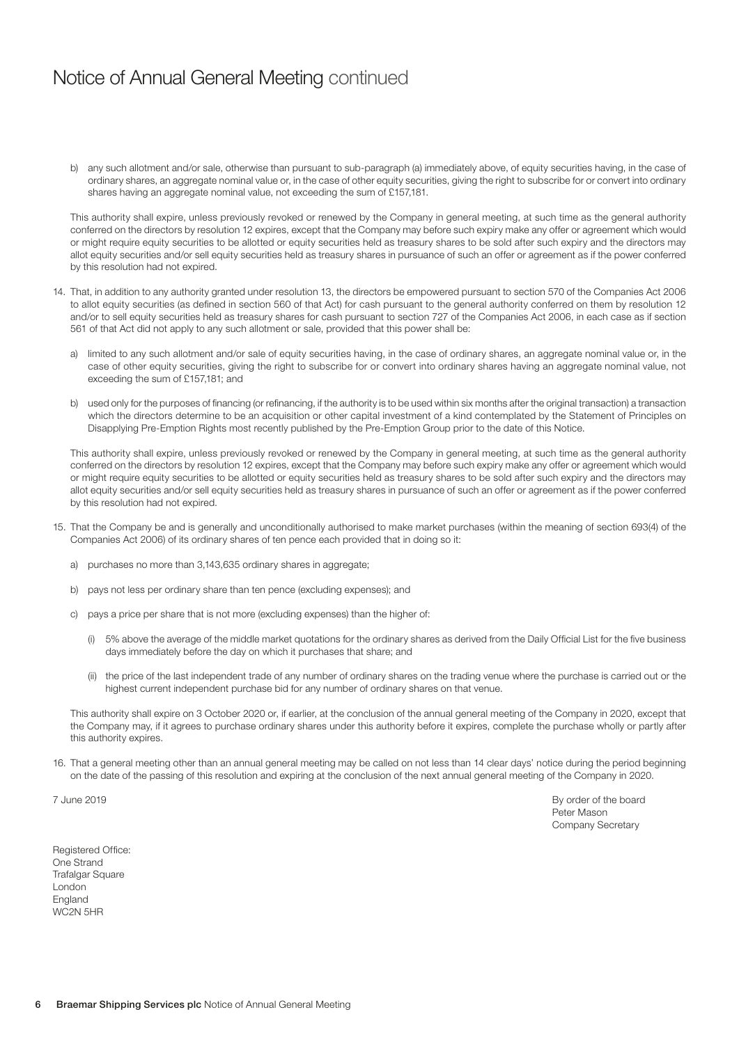# Notice of Annual General Meeting continued

b) any such allotment and/or sale, otherwise than pursuant to sub-paragraph (a) immediately above, of equity securities having, in the case of ordinary shares, an aggregate nominal value or, in the case of other equity securities, giving the right to subscribe for or convert into ordinary shares having an aggregate nominal value, not exceeding the sum of £157,181.

This authority shall expire, unless previously revoked or renewed by the Company in general meeting, at such time as the general authority conferred on the directors by resolution 12 expires, except that the Company may before such expiry make any offer or agreement which would or might require equity securities to be allotted or equity securities held as treasury shares to be sold after such expiry and the directors may allot equity securities and/or sell equity securities held as treasury shares in pursuance of such an offer or agreement as if the power conferred by this resolution had not expired.

14. That, in addition to any authority granted under resolution 13, the directors be empowered pursuant to section 570 of the Companies Act 2006 to allot equity securities (as defined in section 560 of that Act) for cash pursuant to the general authority conferred on them by resolution 12 and/or to sell equity securities held as treasury shares for cash pursuant to section 727 of the Companies Act 2006, in each case as if section 561 of that Act did not apply to any such allotment or sale, provided that this power shall be:

    a) limited to any such allotment and/or sale of equity securities having, in the case of ordinary shares, an aggregate nominal value or, in the case of other equity securities, giving the right to subscribe for or convert into ordinary shares having an aggregate nominal value, not exceeding the sum of £157,181; and

    b) used only for the purposes of financing (or refinancing, if the authority is to be used within six months after the original transaction) a transaction which the directors determine to be an acquisition or other capital investment of a kind contemplated by the Statement of Principles on Disapplying Pre-Emption Rights most recently published by the Pre-Emption Group prior to the date of this Notice.

    This authority shall expire, unless previously revoked or renewed by the Company in general meeting, at such time as the general authority conferred on the directors by resolution 12 expires, except that the Company may before such expiry make any offer or agreement which would or might require equity securities to be allotted or equity securities held as treasury shares to be sold after such expiry and the directors may allot equity securities and/or sell equity securities held as treasury shares in pursuance of such an offer or agreement as if the power conferred by this resolution had not expired.

15. That the Company be and is generally and unconditionally authorised to make market purchases (within the meaning of section 693(4) of the Companies Act 2006) of its ordinary shares of ten pence each provided that in doing so it:

    a) purchases no more than 3,143,635 ordinary shares in aggregate;

    b) pays not less per ordinary share than ten pence (excluding expenses); and

    c) pays a price per share that is not more (excluding expenses) than the higher of:

        (i) 5% above the average of the middle market quotations for the ordinary shares as derived from the Daily Official List for the five business days immediately before the day on which it purchases that share; and

        (ii) the price of the last independent trade of any number of ordinary shares on the trading venue where the purchase is carried out or the highest current independent purchase bid for any number of ordinary shares on that venue.

    This authority shall expire on 3 October 2020 or, if earlier, at the conclusion of the annual general meeting of the Company in 2020, except that the Company may, if it agrees to purchase ordinary shares under this authority before it expires, complete the purchase wholly or partly after this authority expires.

16. That a general meeting other than an annual general meeting may be called on not less than 14 clear days' notice during the period beginning on the date of the passing of this resolution and expiring at the conclusion of the next annual general meeting of the Company in 2020.

7 June 2019

By order of the board
Peter Mason
Company Secretary

Registered Office:
One Strand
Trafalgar Square
London
England
WC2N 5HR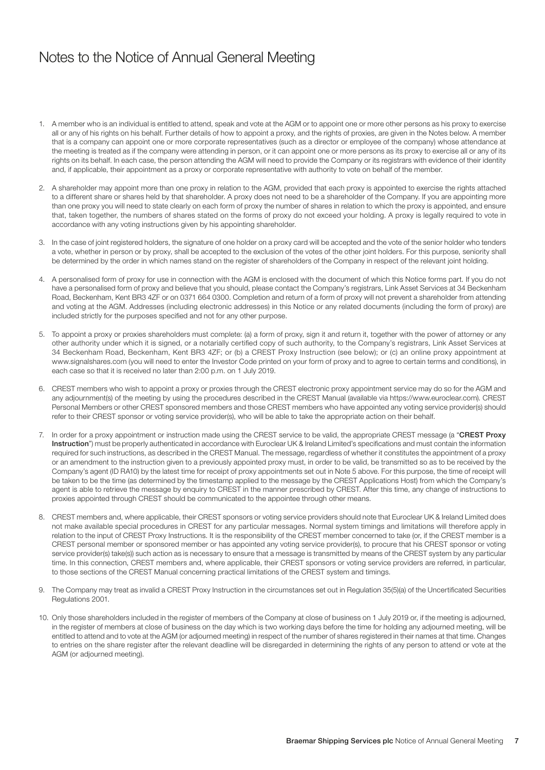# Notes to the Notice of Annual General Meeting

1. A member who is an individual is entitled to attend, speak and vote at the AGM or to appoint one or more other persons as his proxy to exercise all or any of his rights on his behalf. Further details of how to appoint a proxy, and the rights of proxies, are given in the Notes below. A member that is a company can appoint one or more corporate representatives (such as a director or employee of the company) whose attendance at the meeting is treated as if the company were attending in person, or it can appoint one or more persons as its proxy to exercise all or any of its rights on its behalf. In each case, the person attending the AGM will need to provide the Company or its registrars with evidence of their identity and, if applicable, their appointment as a proxy or corporate representative with authority to vote on behalf of the member.

2. A shareholder may appoint more than one proxy in relation to the AGM, provided that each proxy is appointed to exercise the rights attached to a different share or shares held by that shareholder. A proxy does not need to be a shareholder of the Company. If you are appointing more than one proxy you will need to state clearly on each form of proxy the number of shares in relation to which the proxy is appointed, and ensure that, taken together, the numbers of shares stated on the forms of proxy do not exceed your holding. A proxy is legally required to vote in accordance with any voting instructions given by his appointing shareholder.

3. In the case of joint registered holders, the signature of one holder on a proxy card will be accepted and the vote of the senior holder who tenders a vote, whether in person or by proxy, shall be accepted to the exclusion of the votes of the other joint holders. For this purpose, seniority shall be determined by the order in which names stand on the register of shareholders of the Company in respect of the relevant joint holding.

4. A personalised form of proxy for use in connection with the AGM is enclosed with the document of which this Notice forms part. If you do not have a personalised form of proxy and believe that you should, please contact the Company's registrars, Link Asset Services at 34 Beckenham Road, Beckenham, Kent BR3 4ZF or on 0371 664 0300. Completion and return of a form of proxy will not prevent a shareholder from attending and voting at the AGM. Addresses (including electronic addresses) in this Notice or any related documents (including the form of proxy) are included strictly for the purposes specified and not for any other purpose.

5. To appoint a proxy or proxies shareholders must complete: (a) a form of proxy, sign it and return it, together with the power of attorney or any other authority under which it is signed, or a notarially certified copy of such authority, to the Company's registrars, Link Asset Services at 34 Beckenham Road, Beckenham, Kent BR3 4ZF; or (b) a CREST Proxy Instruction (see below); or (c) an online proxy appointment at www.signalshares.com (you will need to enter the Investor Code printed on your form of proxy and to agree to certain terms and conditions), in each case so that it is received no later than 2:00 p.m. on 1 July 2019.

6. CREST members who wish to appoint a proxy or proxies through the CREST electronic proxy appointment service may do so for the AGM and any adjournment(s) of the meeting by using the procedures described in the CREST Manual (available via https://www.euroclear.com). CREST Personal Members or other CREST sponsored members and those CREST members who have appointed any voting service provider(s) should refer to their CREST sponsor or voting service provider(s), who will be able to take the appropriate action on their behalf.

7. In order for a proxy appointment or instruction made using the CREST service to be valid, the appropriate CREST message (a "**CREST Proxy Instruction**") must be properly authenticated in accordance with Euroclear UK & Ireland Limited's specifications and must contain the information required for such instructions, as described in the CREST Manual. The message, regardless of whether it constitutes the appointment of a proxy or an amendment to the instruction given to a previously appointed proxy must, in order to be valid, be transmitted so as to be received by the Company's agent (ID RA10) by the latest time for receipt of proxy appointments set out in Note 5 above. For this purpose, the time of receipt will be taken to be the time (as determined by the timestamp applied to the message by the CREST Applications Host) from which the Company's agent is able to retrieve the message by enquiry to CREST in the manner prescribed by CREST. After this time, any change of instructions to proxies appointed through CREST should be communicated to the appointee through other means.

8. CREST members and, where applicable, their CREST sponsors or voting service providers should note that Euroclear UK & Ireland Limited does not make available special procedures in CREST for any particular messages. Normal system timings and limitations will therefore apply in relation to the input of CREST Proxy Instructions. It is the responsibility of the CREST member concerned to take (or, if the CREST member is a CREST personal member or sponsored member or has appointed any voting service provider(s), to procure that his CREST sponsor or voting service provider(s) take(s)) such action as is necessary to ensure that a message is transmitted by means of the CREST system by any particular time. In this connection, CREST members and, where applicable, their CREST sponsors or voting service providers are referred, in particular, to those sections of the CREST Manual concerning practical limitations of the CREST system and timings.

9. The Company may treat as invalid a CREST Proxy Instruction in the circumstances set out in Regulation 35(5)(a) of the Uncertificated Securities Regulations 2001.

10. Only those shareholders included in the register of members of the Company at close of business on 1 July 2019 or, if the meeting is adjourned, in the register of members at close of business on the day which is two working days before the time for holding any adjourned meeting, will be entitled to attend and to vote at the AGM (or adjourned meeting) in respect of the number of shares registered in their names at that time. Changes to entries on the share register after the relevant deadline will be disregarded in determining the rights of any person to attend or vote at the AGM (or adjourned meeting).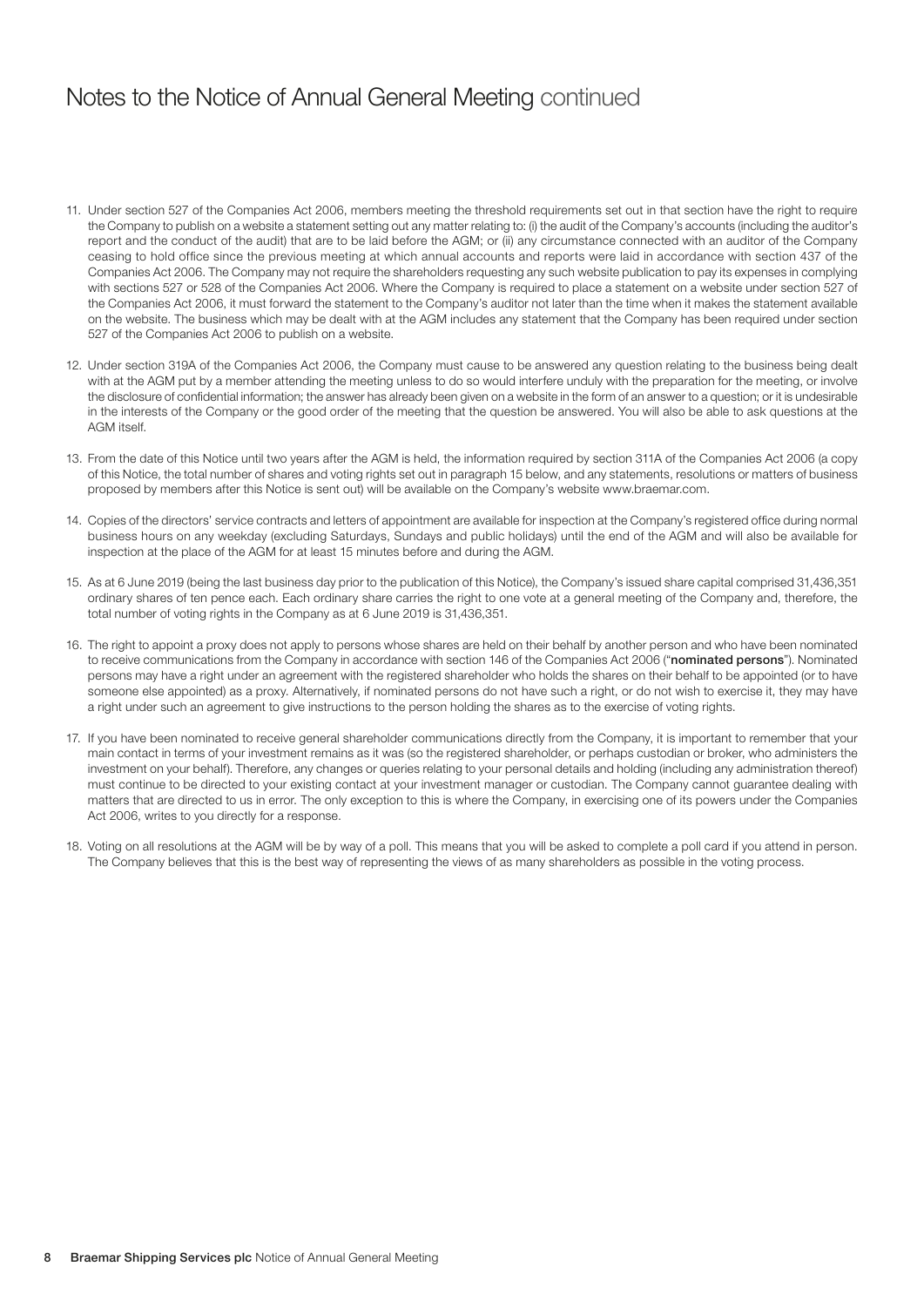# Notes to the Notice of Annual General Meeting continued

11. Under section 527 of the Companies Act 2006, members meeting the threshold requirements set out in that section have the right to require the Company to publish on a website a statement setting out any matter relating to: (i) the audit of the Company's accounts (including the auditor's report and the conduct of the audit) that are to be laid before the AGM; or (ii) any circumstance connected with an auditor of the Company ceasing to hold office since the previous meeting at which annual accounts and reports were laid in accordance with section 437 of the Companies Act 2006. The Company may not require the shareholders requesting any such website publication to pay its expenses in complying with sections 527 or 528 of the Companies Act 2006. Where the Company is required to place a statement on a website under section 527 of the Companies Act 2006, it must forward the statement to the Company's auditor not later than the time when it makes the statement available on the website. The business which may be dealt with at the AGM includes any statement that the Company has been required under section 527 of the Companies Act 2006 to publish on a website.

12. Under section 319A of the Companies Act 2006, the Company must cause to be answered any question relating to the business being dealt with at the AGM put by a member attending the meeting unless to do so would interfere unduly with the preparation for the meeting, or involve the disclosure of confidential information; the answer has already been given on a website in the form of an answer to a question; or it is undesirable in the interests of the Company or the good order of the meeting that the question be answered. You will also be able to ask questions at the AGM itself.

13. From the date of this Notice until two years after the AGM is held, the information required by section 311A of the Companies Act 2006 (a copy of this Notice, the total number of shares and voting rights set out in paragraph 15 below, and any statements, resolutions or matters of business proposed by members after this Notice is sent out) will be available on the Company's website www.braemar.com.

14. Copies of the directors' service contracts and letters of appointment are available for inspection at the Company's registered office during normal business hours on any weekday (excluding Saturdays, Sundays and public holidays) until the end of the AGM and will also be available for inspection at the place of the AGM for at least 15 minutes before and during the AGM.

15. As at 6 June 2019 (being the last business day prior to the publication of this Notice), the Company's issued share capital comprised 31,436,351 ordinary shares of ten pence each. Each ordinary share carries the right to one vote at a general meeting of the Company and, therefore, the total number of voting rights in the Company as at 6 June 2019 is 31,436,351.

16. The right to appoint a proxy does not apply to persons whose shares are held on their behalf by another person and who have been nominated to receive communications from the Company in accordance with section 146 of the Companies Act 2006 ("**nominated persons**"). Nominated persons may have a right under an agreement with the registered shareholder who holds the shares on their behalf to be appointed (or to have someone else appointed) as a proxy. Alternatively, if nominated persons do not have such a right, or do not wish to exercise it, they may have a right under such an agreement to give instructions to the person holding the shares as to the exercise of voting rights.

17. If you have been nominated to receive general shareholder communications directly from the Company, it is important to remember that your main contact in terms of your investment remains as it was (so the registered shareholder, or perhaps custodian or broker, who administers the investment on your behalf). Therefore, any changes or queries relating to your personal details and holding (including any administration thereof) must continue to be directed to your existing contact at your investment manager or custodian. The Company cannot guarantee dealing with matters that are directed to us in error. The only exception to this is where the Company, in exercising one of its powers under the Companies Act 2006, writes to you directly for a response.

18. Voting on all resolutions at the AGM will be by way of a poll. This means that you will be asked to complete a poll card if you attend in person. The Company believes that this is the best way of representing the views of as many shareholders as possible in the voting process.